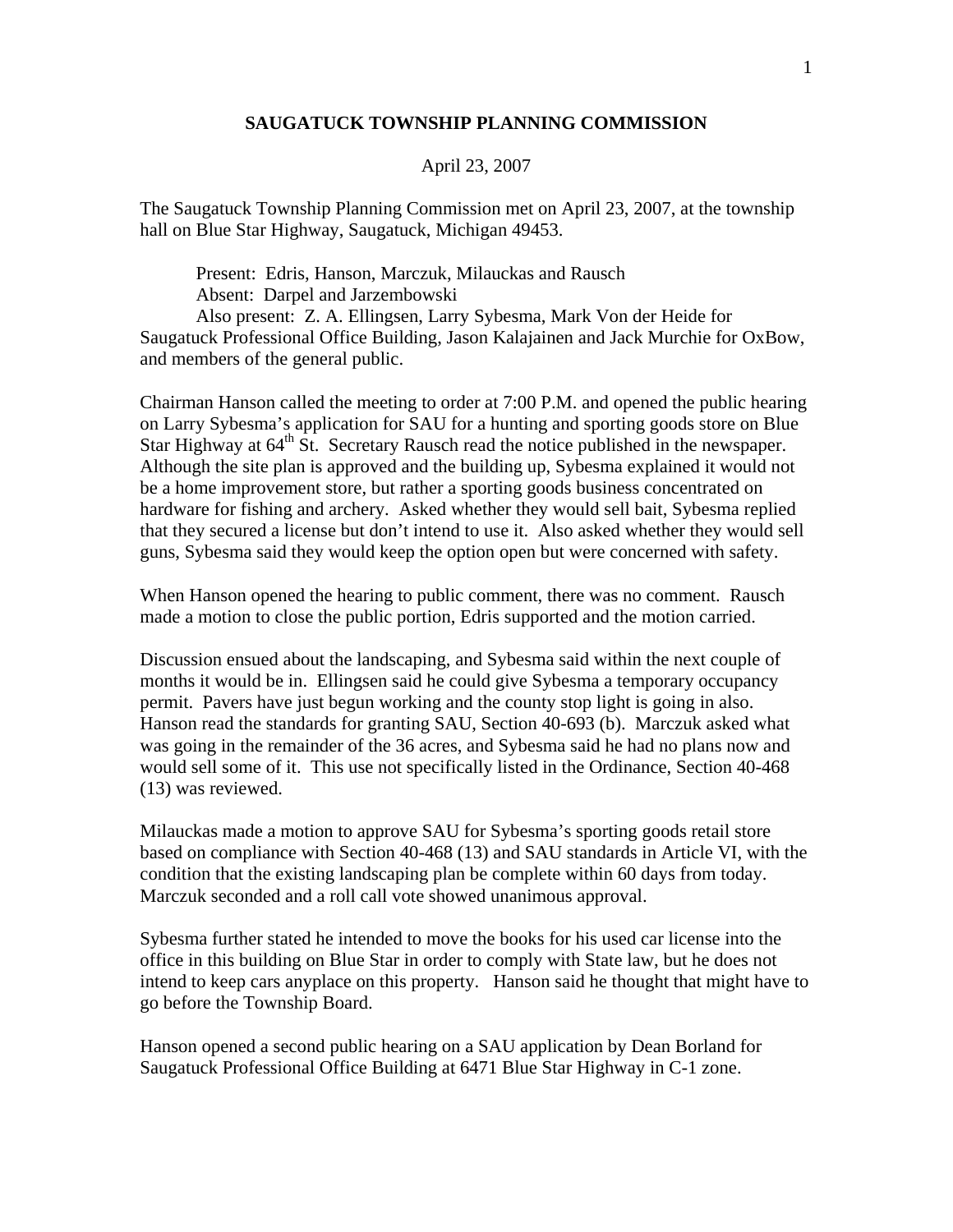**SAUGATUCK TOWNSHIP PLANNING COMMISSION**

April 23, 2007

The Saugatuck Township Planning Commission met on April 23, 2007, at the township hall on Blue Star Highway, Saugatuck, Michigan 49453.

Present: Edris, Hanson, Marczuk, Milauckas and Rausch
Absent: Darpel and Jarzembowski
Also present: Z. A. Ellingsen, Larry Sybesma, Mark Von der Heide for Saugatuck Professional Office Building, Jason Kalajainen and Jack Murchie for OxBow, and members of the general public.

Chairman Hanson called the meeting to order at 7:00 P.M. and opened the public hearing on Larry Sybesma's application for SAU for a hunting and sporting goods store on Blue Star Highway at 64th St. Secretary Rausch read the notice published in the newspaper. Although the site plan is approved and the building up, Sybesma explained it would not be a home improvement store, but rather a sporting goods business concentrated on hardware for fishing and archery. Asked whether they would sell bait, Sybesma replied that they secured a license but don't intend to use it. Also asked whether they would sell guns, Sybesma said they would keep the option open but were concerned with safety.

When Hanson opened the hearing to public comment, there was no comment. Rausch made a motion to close the public portion, Edris supported and the motion carried.

Discussion ensued about the landscaping, and Sybesma said within the next couple of months it would be in. Ellingsen said he could give Sybesma a temporary occupancy permit. Pavers have just begun working and the county stop light is going in also. Hanson read the standards for granting SAU, Section 40-693 (b). Marczuk asked what was going in the remainder of the 36 acres, and Sybesma said he had no plans now and would sell some of it. This use not specifically listed in the Ordinance, Section 40-468 (13) was reviewed.

Milauckas made a motion to approve SAU for Sybesma's sporting goods retail store based on compliance with Section 40-468 (13) and SAU standards in Article VI, with the condition that the existing landscaping plan be complete within 60 days from today. Marczuk seconded and a roll call vote showed unanimous approval.

Sybesma further stated he intended to move the books for his used car license into the office in this building on Blue Star in order to comply with State law, but he does not intend to keep cars anyplace on this property. Hanson said he thought that might have to go before the Township Board.

Hanson opened a second public hearing on a SAU application by Dean Borland for Saugatuck Professional Office Building at 6471 Blue Star Highway in C-1 zone.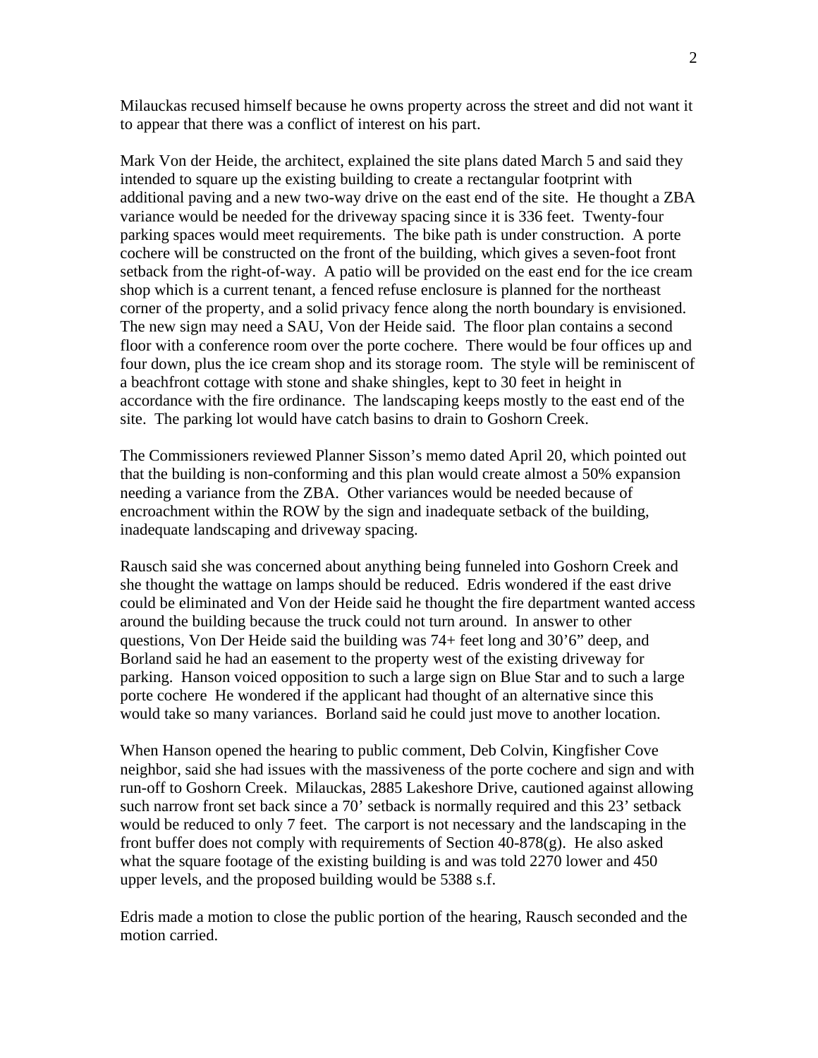Milauckas recused himself because he owns property across the street and did not want it to appear that there was a conflict of interest on his part.

Mark Von der Heide, the architect, explained the site plans dated March 5 and said they intended to square up the existing building to create a rectangular footprint with additional paving and a new two-way drive on the east end of the site. He thought a ZBA variance would be needed for the driveway spacing since it is 336 feet. Twenty-four parking spaces would meet requirements. The bike path is under construction. A porte cochere will be constructed on the front of the building, which gives a seven-foot front setback from the right-of-way. A patio will be provided on the east end for the ice cream shop which is a current tenant, a fenced refuse enclosure is planned for the northeast corner of the property, and a solid privacy fence along the north boundary is envisioned. The new sign may need a SAU, Von der Heide said. The floor plan contains a second floor with a conference room over the porte cochere. There would be four offices up and four down, plus the ice cream shop and its storage room. The style will be reminiscent of a beachfront cottage with stone and shake shingles, kept to 30 feet in height in accordance with the fire ordinance. The landscaping keeps mostly to the east end of the site. The parking lot would have catch basins to drain to Goshorn Creek.

The Commissioners reviewed Planner Sisson's memo dated April 20, which pointed out that the building is non-conforming and this plan would create almost a 50% expansion needing a variance from the ZBA. Other variances would be needed because of encroachment within the ROW by the sign and inadequate setback of the building, inadequate landscaping and driveway spacing.

Rausch said she was concerned about anything being funneled into Goshorn Creek and she thought the wattage on lamps should be reduced. Edris wondered if the east drive could be eliminated and Von der Heide said he thought the fire department wanted access around the building because the truck could not turn around. In answer to other questions, Von Der Heide said the building was 74+ feet long and 30'6" deep, and Borland said he had an easement to the property west of the existing driveway for parking. Hanson voiced opposition to such a large sign on Blue Star and to such a large porte cochere He wondered if the applicant had thought of an alternative since this would take so many variances. Borland said he could just move to another location.

When Hanson opened the hearing to public comment, Deb Colvin, Kingfisher Cove neighbor, said she had issues with the massiveness of the porte cochere and sign and with run-off to Goshorn Creek. Milauckas, 2885 Lakeshore Drive, cautioned against allowing such narrow front set back since a 70' setback is normally required and this 23' setback would be reduced to only 7 feet. The carport is not necessary and the landscaping in the front buffer does not comply with requirements of Section 40-878(g). He also asked what the square footage of the existing building is and was told 2270 lower and 450 upper levels, and the proposed building would be 5388 s.f.

Edris made a motion to close the public portion of the hearing, Rausch seconded and the motion carried.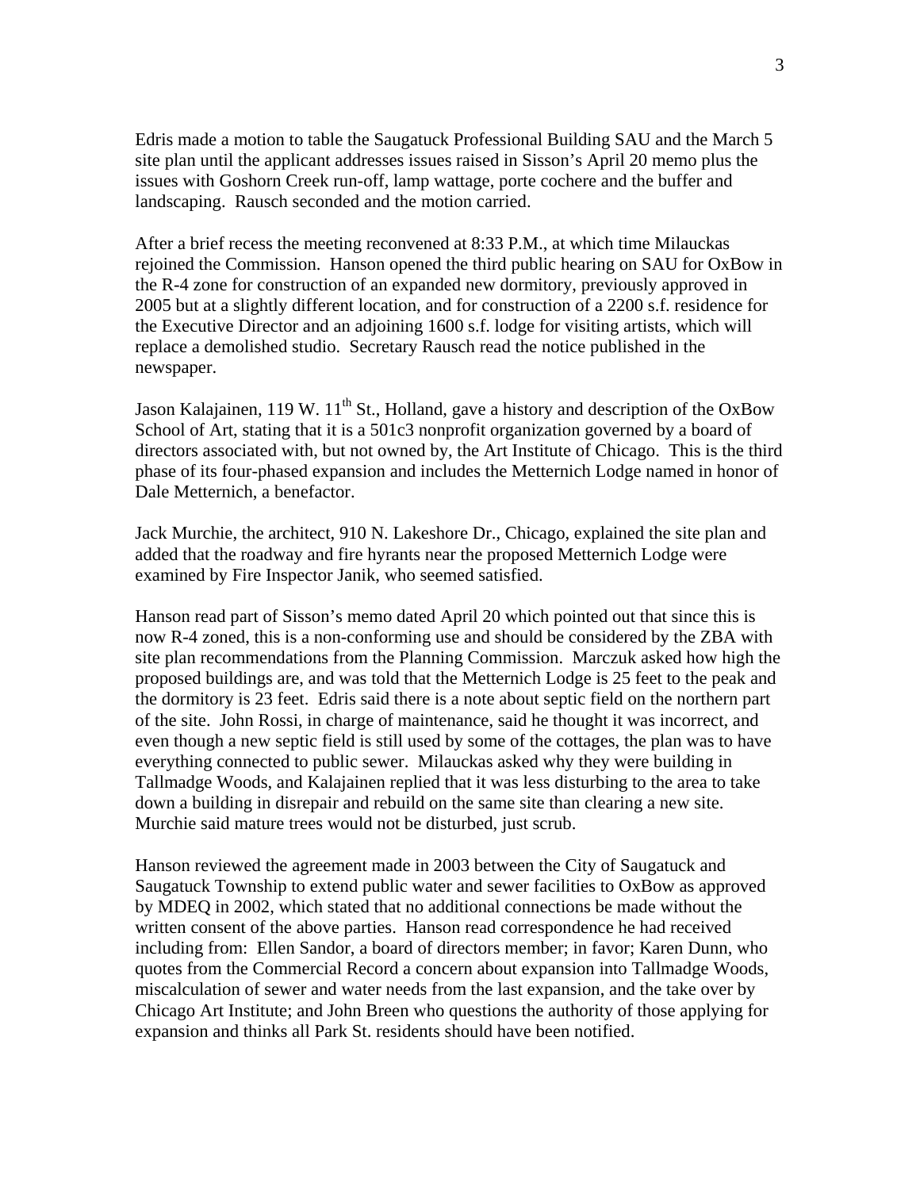Edris made a motion to table the Saugatuck Professional Building SAU and the March 5 site plan until the applicant addresses issues raised in Sisson's April 20 memo plus the issues with Goshorn Creek run-off, lamp wattage, porte cochere and the buffer and landscaping. Rausch seconded and the motion carried.

After a brief recess the meeting reconvened at 8:33 P.M., at which time Milauckas rejoined the Commission. Hanson opened the third public hearing on SAU for OxBow in the R-4 zone for construction of an expanded new dormitory, previously approved in 2005 but at a slightly different location, and for construction of a 2200 s.f. residence for the Executive Director and an adjoining 1600 s.f. lodge for visiting artists, which will replace a demolished studio. Secretary Rausch read the notice published in the newspaper.

Jason Kalajainen, 119 W. 11th St., Holland, gave a history and description of the OxBow School of Art, stating that it is a 501c3 nonprofit organization governed by a board of directors associated with, but not owned by, the Art Institute of Chicago. This is the third phase of its four-phased expansion and includes the Metternich Lodge named in honor of Dale Metternich, a benefactor.

Jack Murchie, the architect, 910 N. Lakeshore Dr., Chicago, explained the site plan and added that the roadway and fire hyrants near the proposed Metternich Lodge were examined by Fire Inspector Janik, who seemed satisfied.

Hanson read part of Sisson's memo dated April 20 which pointed out that since this is now R-4 zoned, this is a non-conforming use and should be considered by the ZBA with site plan recommendations from the Planning Commission. Marczuk asked how high the proposed buildings are, and was told that the Metternich Lodge is 25 feet to the peak and the dormitory is 23 feet. Edris said there is a note about septic field on the northern part of the site. John Rossi, in charge of maintenance, said he thought it was incorrect, and even though a new septic field is still used by some of the cottages, the plan was to have everything connected to public sewer. Milauckas asked why they were building in Tallmadge Woods, and Kalajainen replied that it was less disturbing to the area to take down a building in disrepair and rebuild on the same site than clearing a new site. Murchie said mature trees would not be disturbed, just scrub.

Hanson reviewed the agreement made in 2003 between the City of Saugatuck and Saugatuck Township to extend public water and sewer facilities to OxBow as approved by MDEQ in 2002, which stated that no additional connections be made without the written consent of the above parties. Hanson read correspondence he had received including from: Ellen Sandor, a board of directors member; in favor; Karen Dunn, who quotes from the Commercial Record a concern about expansion into Tallmadge Woods, miscalculation of sewer and water needs from the last expansion, and the take over by Chicago Art Institute; and John Breen who questions the authority of those applying for expansion and thinks all Park St. residents should have been notified.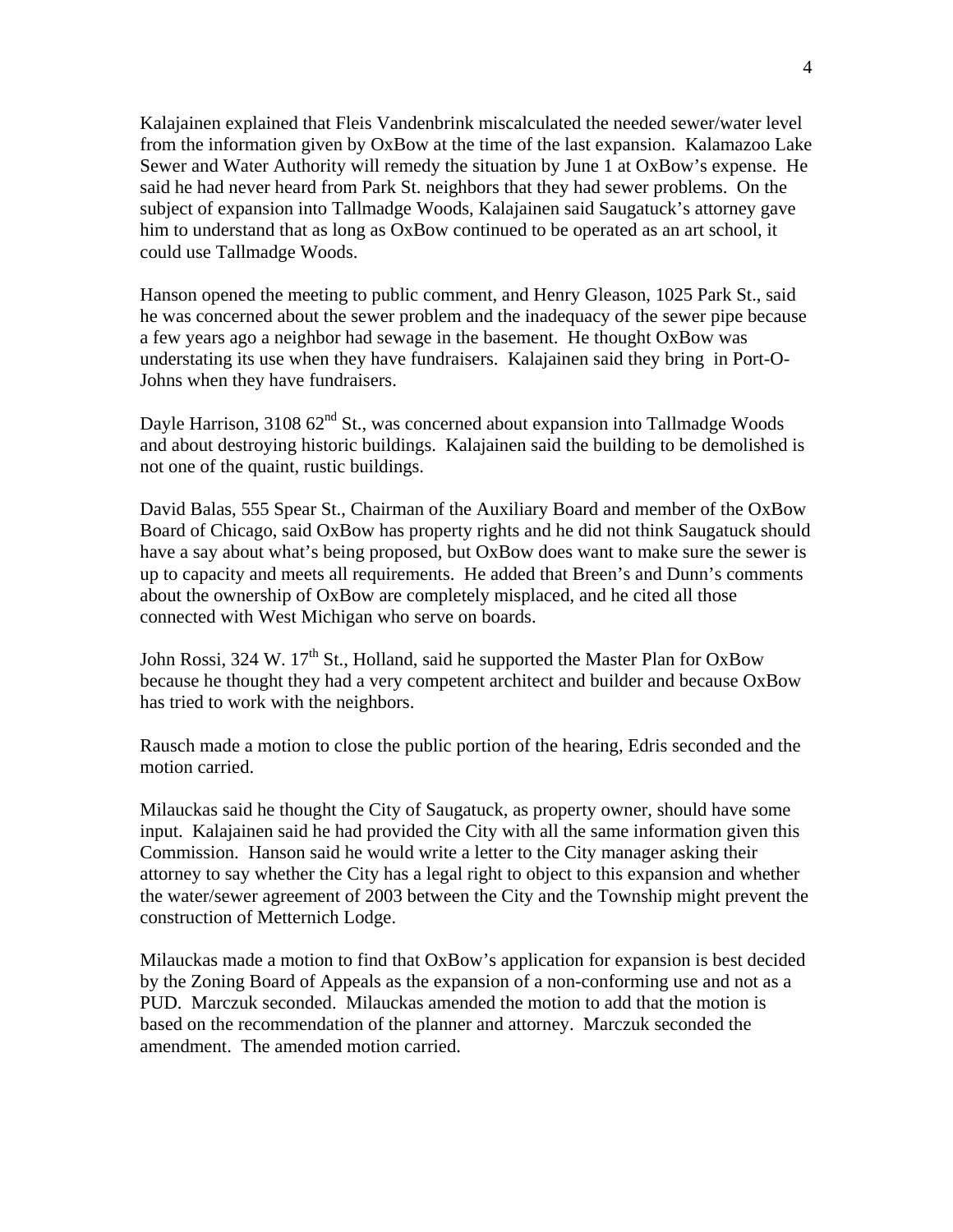Kalajainen explained that Fleis Vandenbrink miscalculated the needed sewer/water level from the information given by OxBow at the time of the last expansion. Kalamazoo Lake Sewer and Water Authority will remedy the situation by June 1 at OxBow's expense. He said he had never heard from Park St. neighbors that they had sewer problems. On the subject of expansion into Tallmadge Woods, Kalajainen said Saugatuck's attorney gave him to understand that as long as OxBow continued to be operated as an art school, it could use Tallmadge Woods.

Hanson opened the meeting to public comment, and Henry Gleason, 1025 Park St., said he was concerned about the sewer problem and the inadequacy of the sewer pipe because a few years ago a neighbor had sewage in the basement. He thought OxBow was understating its use when they have fundraisers. Kalajainen said they bring in Port-O-Johns when they have fundraisers.

Dayle Harrison, 3108 62nd St., was concerned about expansion into Tallmadge Woods and about destroying historic buildings. Kalajainen said the building to be demolished is not one of the quaint, rustic buildings.

David Balas, 555 Spear St., Chairman of the Auxiliary Board and member of the OxBow Board of Chicago, said OxBow has property rights and he did not think Saugatuck should have a say about what's being proposed, but OxBow does want to make sure the sewer is up to capacity and meets all requirements. He added that Breen's and Dunn's comments about the ownership of OxBow are completely misplaced, and he cited all those connected with West Michigan who serve on boards.

John Rossi, 324 W. 17th St., Holland, said he supported the Master Plan for OxBow because he thought they had a very competent architect and builder and because OxBow has tried to work with the neighbors.

Rausch made a motion to close the public portion of the hearing, Edris seconded and the motion carried.

Milauckas said he thought the City of Saugatuck, as property owner, should have some input. Kalajainen said he had provided the City with all the same information given this Commission. Hanson said he would write a letter to the City manager asking their attorney to say whether the City has a legal right to object to this expansion and whether the water/sewer agreement of 2003 between the City and the Township might prevent the construction of Metternich Lodge.

Milauckas made a motion to find that OxBow's application for expansion is best decided by the Zoning Board of Appeals as the expansion of a non-conforming use and not as a PUD. Marczuk seconded. Milauckas amended the motion to add that the motion is based on the recommendation of the planner and attorney. Marczuk seconded the amendment. The amended motion carried.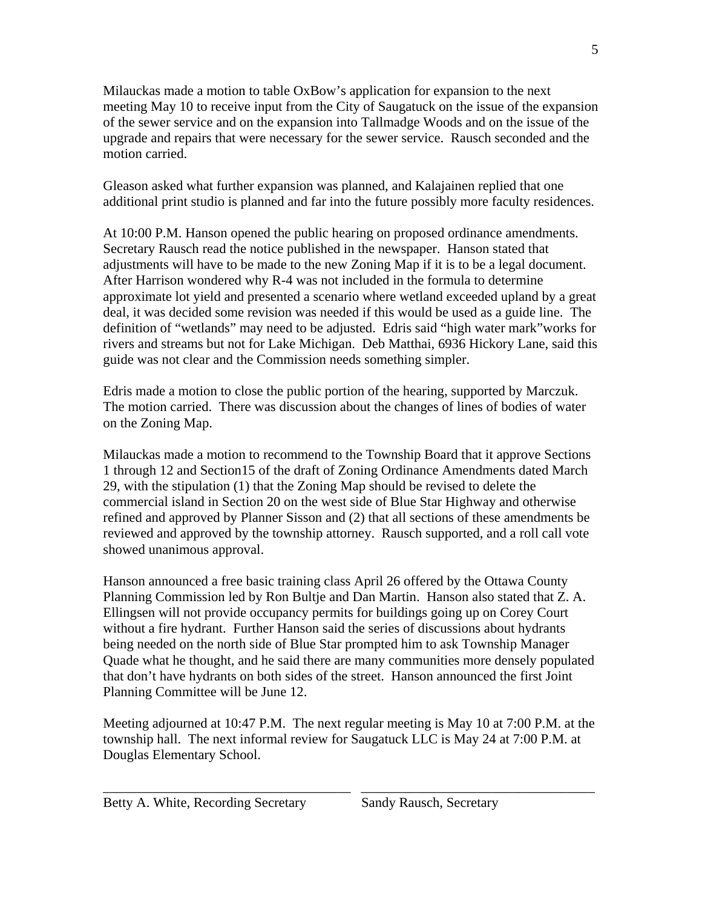Milauckas made a motion to table OxBow's application for expansion to the next meeting May 10 to receive input from the City of Saugatuck on the issue of the expansion of the sewer service and on the expansion into Tallmadge Woods and on the issue of the upgrade and repairs that were necessary for the sewer service. Rausch seconded and the motion carried.

Gleason asked what further expansion was planned, and Kalajainen replied that one additional print studio is planned and far into the future possibly more faculty residences.

At 10:00 P.M. Hanson opened the public hearing on proposed ordinance amendments. Secretary Rausch read the notice published in the newspaper. Hanson stated that adjustments will have to be made to the new Zoning Map if it is to be a legal document. After Harrison wondered why R-4 was not included in the formula to determine approximate lot yield and presented a scenario where wetland exceeded upland by a great deal, it was decided some revision was needed if this would be used as a guide line. The definition of "wetlands" may need to be adjusted. Edris said "high water mark"works for rivers and streams but not for Lake Michigan. Deb Matthai, 6936 Hickory Lane, said this guide was not clear and the Commission needs something simpler.

Edris made a motion to close the public portion of the hearing, supported by Marczuk. The motion carried. There was discussion about the changes of lines of bodies of water on the Zoning Map.

Milauckas made a motion to recommend to the Township Board that it approve Sections 1 through 12 and Section15 of the draft of Zoning Ordinance Amendments dated March 29, with the stipulation (1) that the Zoning Map should be revised to delete the commercial island in Section 20 on the west side of Blue Star Highway and otherwise refined and approved by Planner Sisson and (2) that all sections of these amendments be reviewed and approved by the township attorney. Rausch supported, and a roll call vote showed unanimous approval.

Hanson announced a free basic training class April 26 offered by the Ottawa County Planning Commission led by Ron Bultje and Dan Martin. Hanson also stated that Z. A. Ellingsen will not provide occupancy permits for buildings going up on Corey Court without a fire hydrant. Further Hanson said the series of discussions about hydrants being needed on the north side of Blue Star prompted him to ask Township Manager Quade what he thought, and he said there are many communities more densely populated that don't have hydrants on both sides of the street. Hanson announced the first Joint Planning Committee will be June 12.

Meeting adjourned at 10:47 P.M. The next regular meeting is May 10 at 7:00 P.M. at the township hall. The next informal review for Saugatuck LLC is May 24 at 7:00 P.M. at Douglas Elementary School.

\_\_\_\_\_\_\_\_\_\_\_\_\_\_\_\_\_\_\_\_\_\_\_\_\_\_\_\_\_\_\_\_\_\_\_\_ \_\_\_\_\_\_\_\_\_\_\_\_\_\_\_\_\_\_\_\_\_\_\_\_\_\_\_\_\_\_\_\_\_\_\_\_

Betty A. White, Recording Secretary     Sandy Rausch, Secretary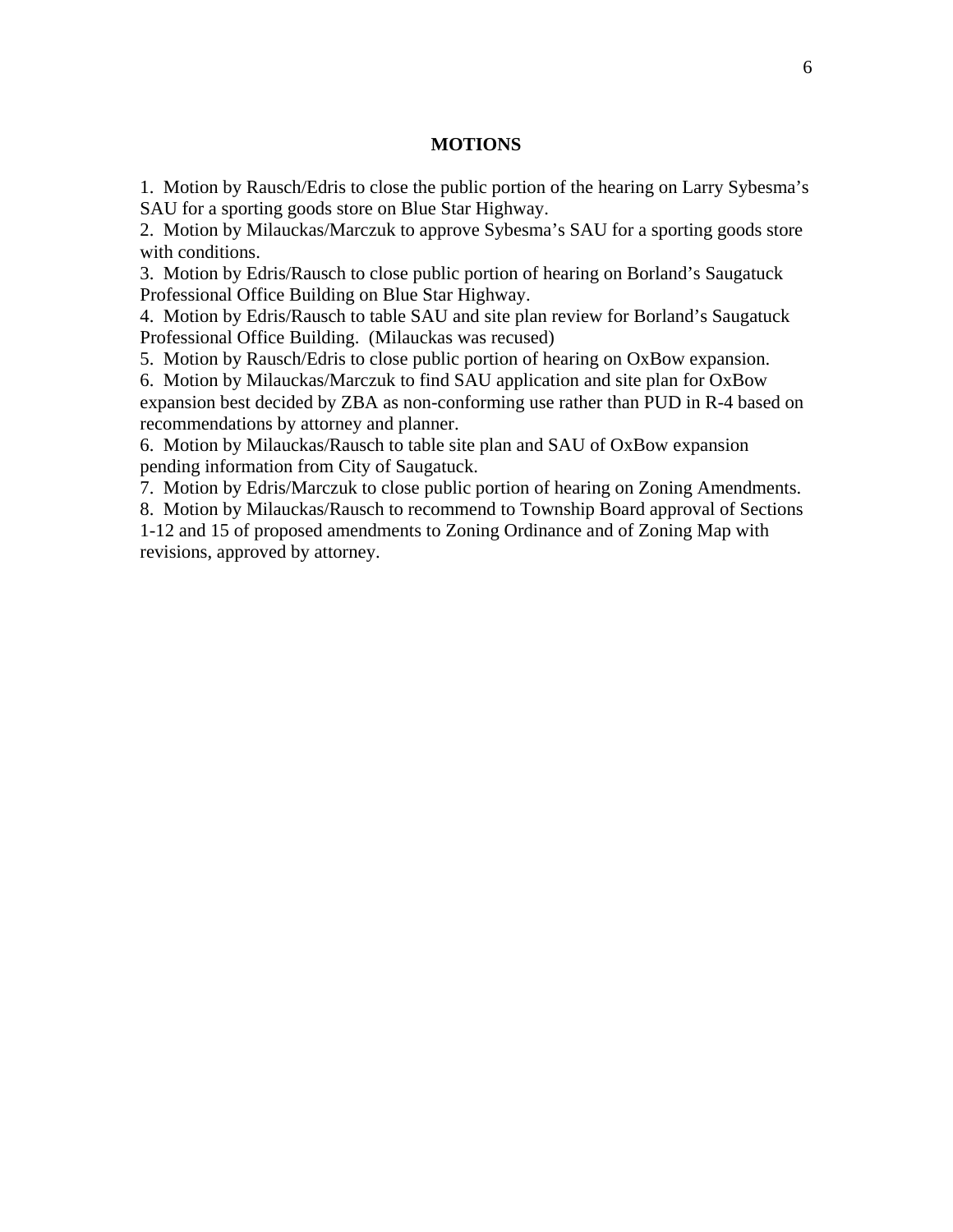**MOTIONS**

1. Motion by Rausch/Edris to close the public portion of the hearing on Larry Sybesma's SAU for a sporting goods store on Blue Star Highway.
2. Motion by Milauckas/Marczuk to approve Sybesma's SAU for a sporting goods store with conditions.
3. Motion by Edris/Rausch to close public portion of hearing on Borland's Saugatuck Professional Office Building on Blue Star Highway.
4. Motion by Edris/Rausch to table SAU and site plan review for Borland's Saugatuck Professional Office Building. (Milauckas was recused)
5. Motion by Rausch/Edris to close public portion of hearing on OxBow expansion.
6. Motion by Milauckas/Marczuk to find SAU application and site plan for OxBow expansion best decided by ZBA as non-conforming use rather than PUD in R-4 based on recommendations by attorney and planner.
6. Motion by Milauckas/Rausch to table site plan and SAU of OxBow expansion pending information from City of Saugatuck.
7. Motion by Edris/Marczuk to close public portion of hearing on Zoning Amendments.
8. Motion by Milauckas/Rausch to recommend to Township Board approval of Sections 1-12 and 15 of proposed amendments to Zoning Ordinance and of Zoning Map with revisions, approved by attorney.